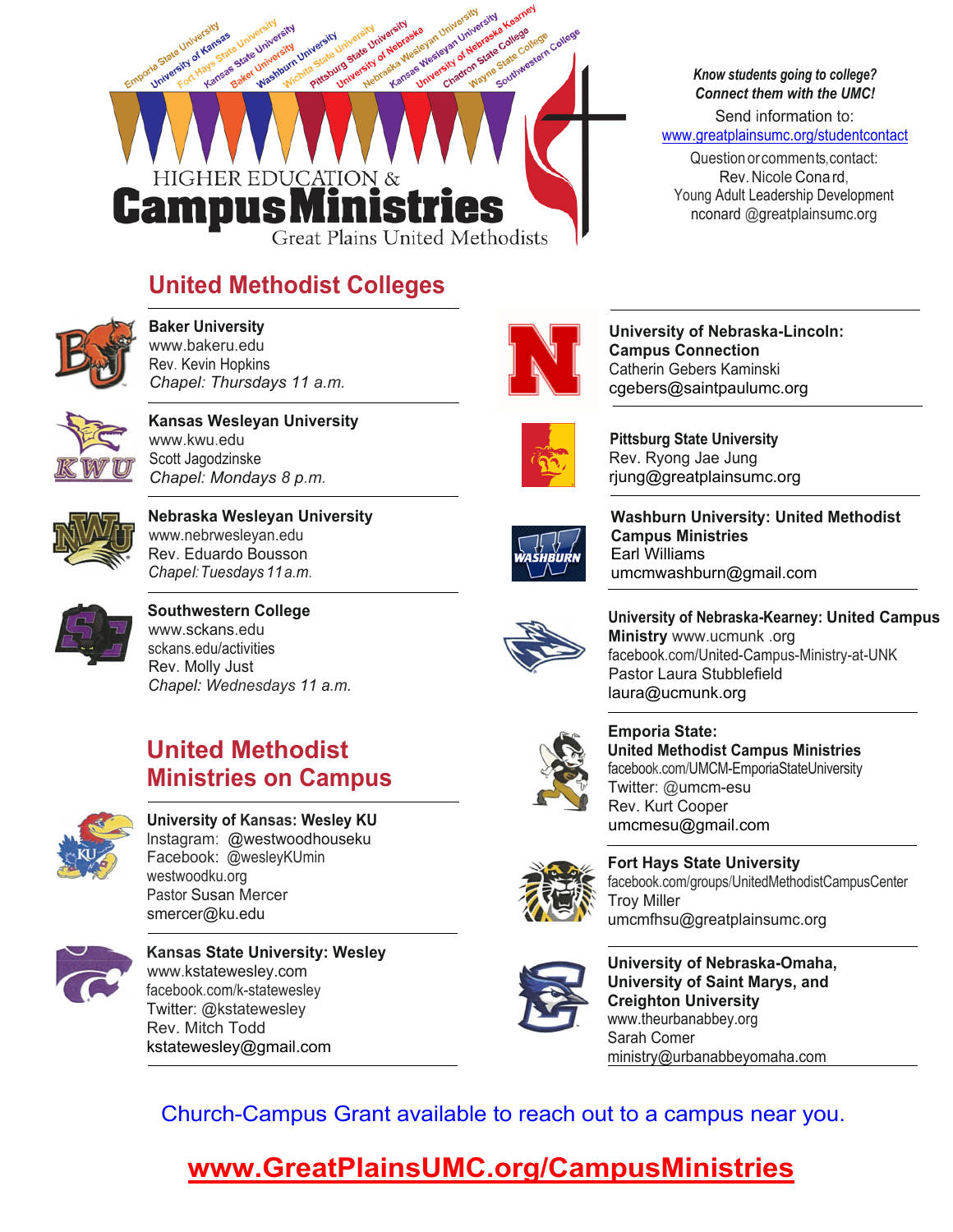# HIGHER EDUCATION & Campus Ministries

Great Plains United Methodists

Emporia State University · University of Kansas · Fort Hays State University · Kansas State University · Baker University · Washburn University · Wichita State University · Pittsburg State University · University of Nebraska · Nebraska Wesleyan University · Kansas Wesleyan University · University of Nebraska Kearney · Chadron State College · Wayne State College · Southwestern College

***Know students going to college? Connect them with the UMC!***

Send information to:
www.greatplainsumc.org/studentcontact

Question or comments, contact:
Rev. Nicole Conard,
Young Adult Leadership Development
nconard @greatplainsumc.org

## United Methodist Colleges

**Baker University**
www.bakeru.edu
Rev. Kevin Hopkins
*Chapel: Thursdays 11 a.m.*

**Kansas Wesleyan University**
www.kwu.edu
Scott Jagodzinske
*Chapel: Mondays 8 p.m.*

**Nebraska Wesleyan University**
www.nebrwesleyan.edu
Rev. Eduardo Bousson
*Chapel: Tuesdays 11 a.m.*

**Southwestern College**
www.sckans.edu
sckans.edu/activities
Rev. Molly Just
*Chapel: Wednesdays 11 a.m.*

## United Methodist Ministries on Campus

**University of Kansas: Wesley KU**
Instagram: @westwoodhouseku
Facebook: @wesleyKUmin
westwoodku.org
Pastor Susan Mercer
smercer@ku.edu

**Kansas State University: Wesley**
www.kstatewesley.com
facebook.com/k-statewesley
Twitter: @kstatewesley
Rev. Mitch Todd
kstatewesley@gmail.com

**University of Nebraska-Lincoln: Campus Connection**
Catherin Gebers Kaminski
cgebers@saintpaulumc.org

**Pittsburg State University**
Rev. Ryong Jae Jung
rjung@greatplainsumc.org

**Washburn University: United Methodist Campus Ministries**
Earl Williams
umcmwashburn@gmail.com

**University of Nebraska-Kearney: United Campus Ministry** www.ucmunk .org
facebook.com/United-Campus-Ministry-at-UNK
Pastor Laura Stubblefield
laura@ucmunk.org

**Emporia State: United Methodist Campus Ministries**
facebook.com/UMCM-EmporiaStateUniversity
Twitter: @umcm-esu
Rev. Kurt Cooper
umcmesu@gmail.com

**Fort Hays State University**
facebook.com/groups/UnitedMethodistCampusCenter
Troy Miller
umcmfhsu@greatplainsumc.org

**University of Nebraska-Omaha, University of Saint Marys, and Creighton University**
www.theurbanabbey.org
Sarah Comer
ministry@urbanabbeyomaha.com

Church-Campus Grant available to reach out to a campus near you.

**www.GreatPlainsUMC.org/CampusMinistries**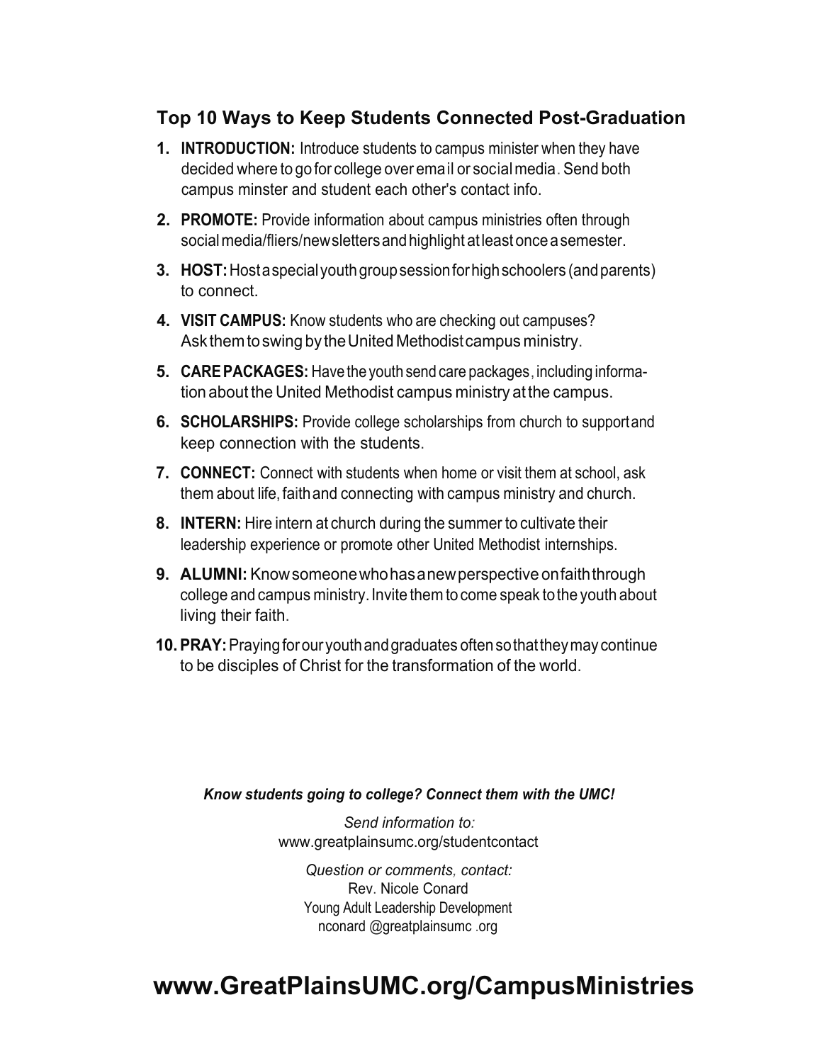## Top 10 Ways to Keep Students Connected Post-Graduation

1. **INTRODUCTION:** Introduce students to campus minister when they have decided where to go for college over email or social media. Send both campus minster and student each other's contact info.
2. **PROMOTE:** Provide information about campus ministries often through social media/fliers/newsletters and highlight at least once a semester.
3. **HOST:** Host a special youth group session for high schoolers (and parents) to connect.
4. **VISIT CAMPUS:** Know students who are checking out campuses? Ask them to swing by the United Methodist campus ministry.
5. **CARE PACKAGES:** Have the youth send care packages, including information about the United Methodist campus ministry at the campus.
6. **SCHOLARSHIPS:** Provide college scholarships from church to support and keep connection with the students.
7. **CONNECT:** Connect with students when home or visit them at school, ask them about life, faith and connecting with campus ministry and church.
8. **INTERN:** Hire intern at church during the summer to cultivate their leadership experience or promote other United Methodist internships.
9. **ALUMNI:** Know someone who has a new perspective on faith through college and campus ministry. Invite them to come speak to the youth about living their faith.
10. **PRAY:** Praying for our youth and graduates often so that they may continue to be disciples of Christ for the transformation of the world.

***Know students going to college? Connect them with the UMC!***

*Send information to:*
www.greatplainsumc.org/studentcontact

*Question or comments, contact:*
Rev. Nicole Conard
Young Adult Leadership Development
nconard @greatplainsumc .org

# www.GreatPlainsUMC.org/CampusMinistries